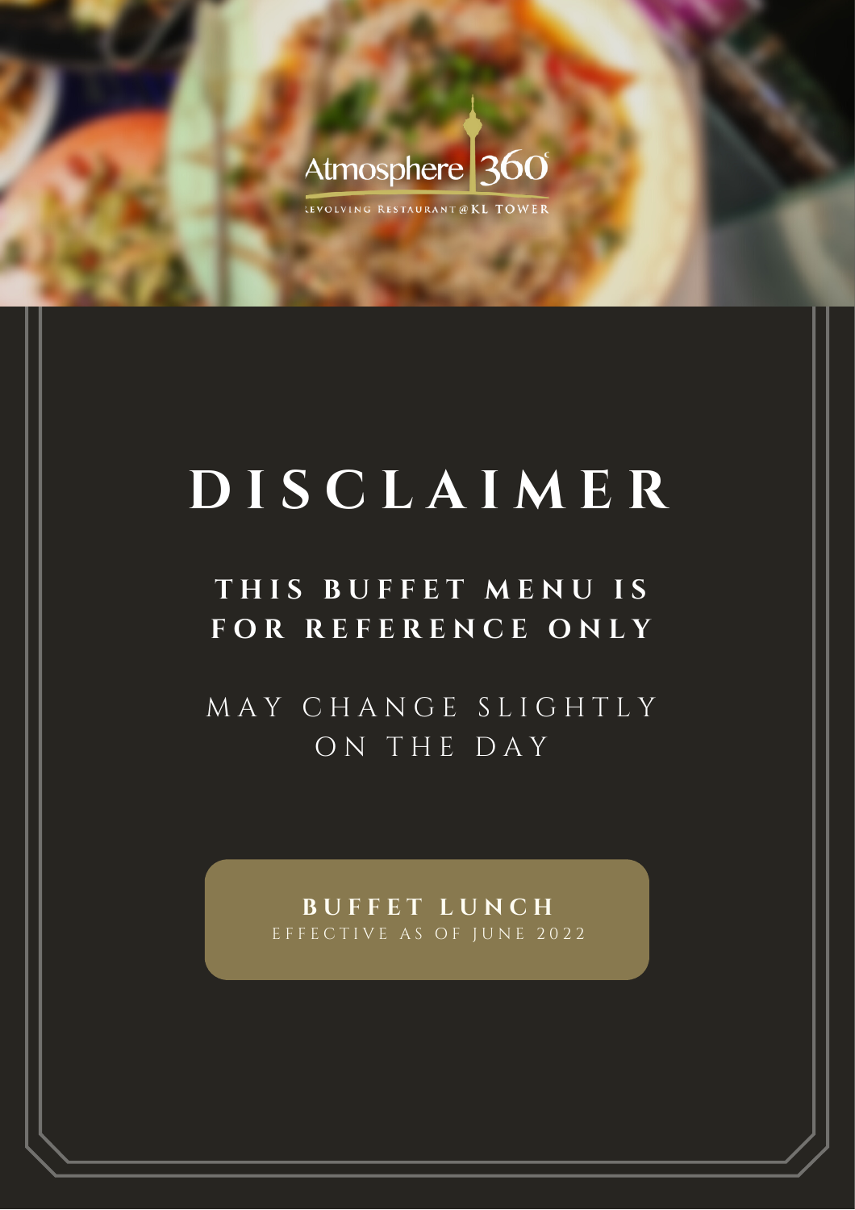Atmosphere 360°

REVOLVING RESTAURANT @ KL TOWER

# DISCLAIMER

## THIS BUFFET MENU IS FOR REFERENCE ONLY

MAY CHANGE SLIGHTLY ON THE DAY

**BUFFET LUNCH**

EFFECTIVE AS OF JUNE 2022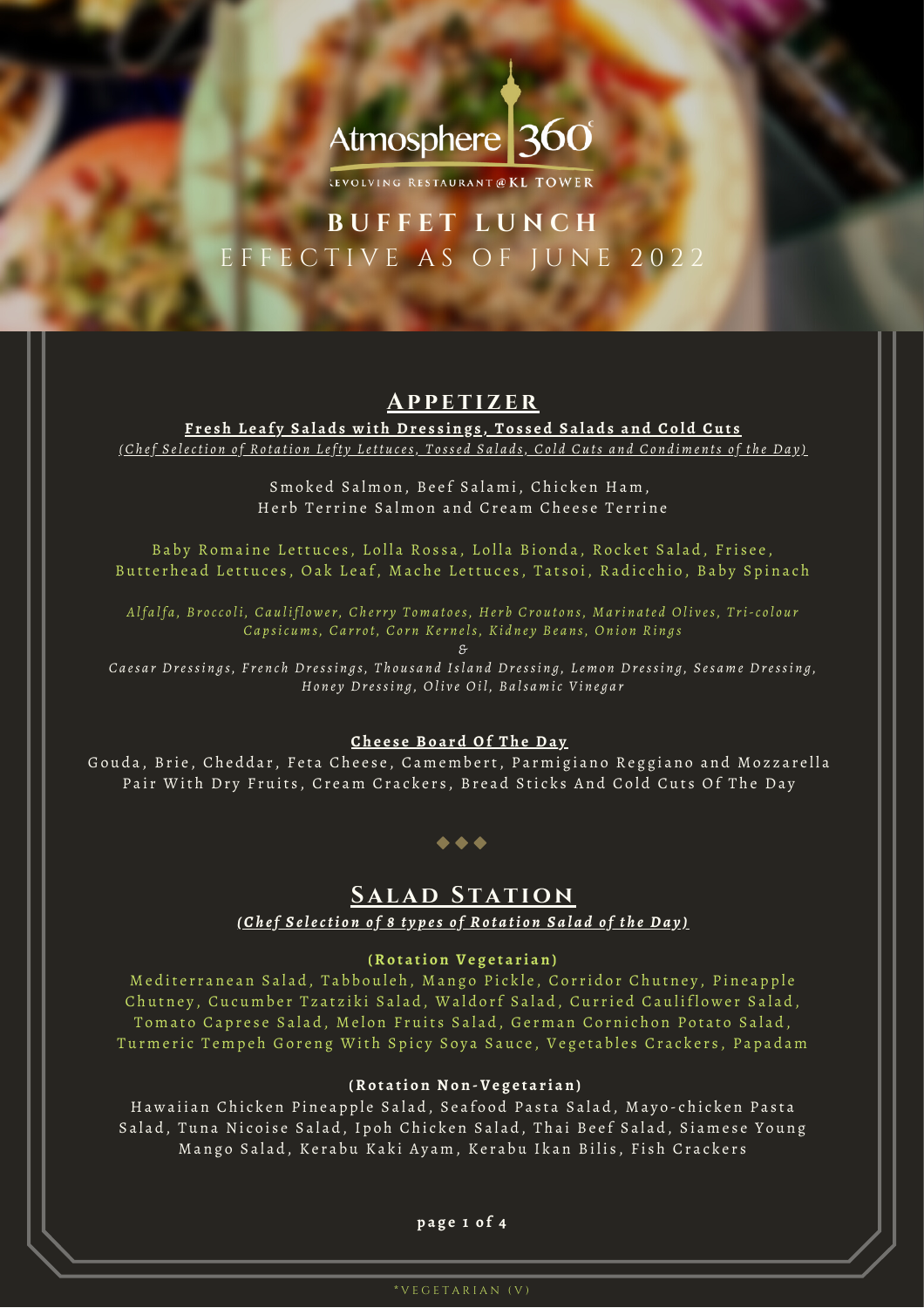# Atmosphere 360°

REVOLVING RESTAURANT @ KL TOWER

## BUFFET LUNCH

EFFECTIVE AS OF JUNE 2022

## Appetizer

**Fresh Leafy Salads with Dressings, Tossed Salads and Cold Cuts**

*(Chef Selection of Rotation Lefty Lettuces, Tossed Salads, Cold Cuts and Condiments of the Day)*

Smoked Salmon, Beef Salami, Chicken Ham,
Herb Terrine Salmon and Cream Cheese Terrine

Baby Romaine Lettuces, Lolla Rossa, Lolla Bionda, Rocket Salad, Frisee, Butterhead Lettuces, Oak Leaf, Mache Lettuces, Tatsoi, Radicchio, Baby Spinach

*Alfalfa, Broccoli, Cauliflower, Cherry Tomatoes, Herb Croutons, Marinated Olives, Tri-colour Capsicums, Carrot, Corn Kernels, Kidney Beans, Onion Rings*

*&*

*Caesar Dressings, French Dressings, Thousand Island Dressing, Lemon Dressing, Sesame Dressing, Honey Dressing, Olive Oil, Balsamic Vinegar*

**Cheese Board Of The Day**

Gouda, Brie, Cheddar, Feta Cheese, Camembert, Parmigiano Reggiano and Mozzarella
Pair With Dry Fruits, Cream Crackers, Bread Sticks And Cold Cuts Of The Day

◆◆◆

## Salad Station

***(Chef Selection of 8 types of Rotation Salad of the Day)***

**(Rotation Vegetarian)**

Mediterranean Salad, Tabbouleh, Mango Pickle, Corridor Chutney, Pineapple Chutney, Cucumber Tzatziki Salad, Waldorf Salad, Curried Cauliflower Salad, Tomato Caprese Salad, Melon Fruits Salad, German Cornichon Potato Salad, Turmeric Tempeh Goreng With Spicy Soya Sauce, Vegetables Crackers, Papadam

**(Rotation Non-Vegetarian)**

Hawaiian Chicken Pineapple Salad, Seafood Pasta Salad, Mayo-chicken Pasta Salad, Tuna Nicoise Salad, Ipoh Chicken Salad, Thai Beef Salad, Siamese Young Mango Salad, Kerabu Kaki Ayam, Kerabu Ikan Bilis, Fish Crackers

*VEGETARIAN (V)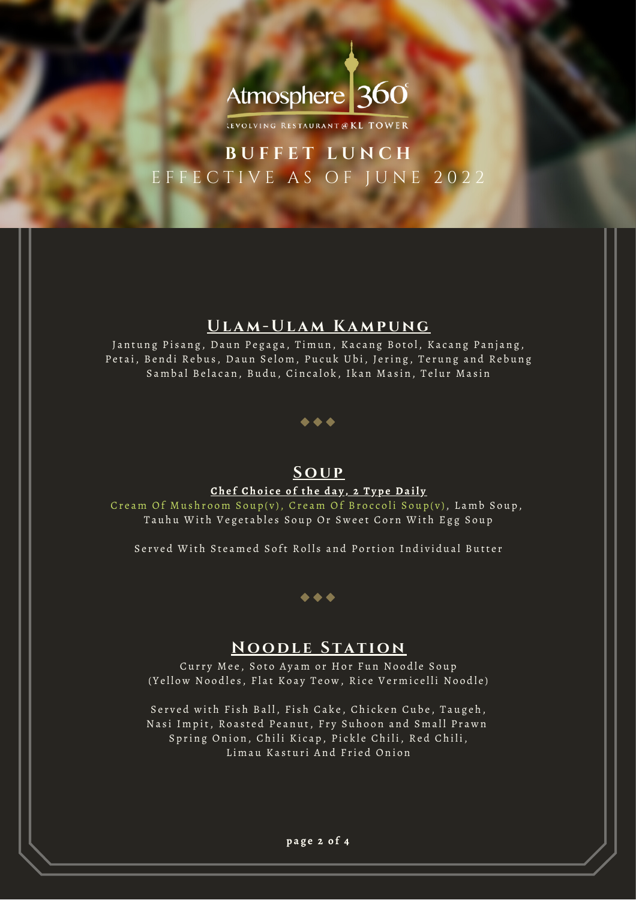Atmosphere 360°

REVOLVING RESTAURANT @ KL TOWER

# BUFFET LUNCH

EFFECTIVE AS OF JUNE 2022

## Ulam-Ulam Kampung

Jantung Pisang, Daun Pegaga, Timun, Kacang Botol, Kacang Panjang, Petai, Bendi Rebus, Daun Selom, Pucuk Ubi, Jering, Terung and Rebung
Sambal Belacan, Budu, Cincalok, Ikan Masin, Telur Masin

◆◆◆

## Soup

**Chef Choice of the day, 2 Type Daily**

Cream Of Mushroom Soup(v), Cream Of Broccoli Soup(v), Lamb Soup, Tauhu With Vegetables Soup Or Sweet Corn With Egg Soup

Served With Steamed Soft Rolls and Portion Individual Butter

◆◆◆

## Noodle Station

Curry Mee, Soto Ayam or Hor Fun Noodle Soup
(Yellow Noodles, Flat Koay Teow, Rice Vermicelli Noodle)

Served with Fish Ball, Fish Cake, Chicken Cube, Taugeh, Nasi Impit, Roasted Peanut, Fry Suhoon and Small Prawn
Spring Onion, Chili Kicap, Pickle Chili, Red Chili, Limau Kasturi And Fried Onion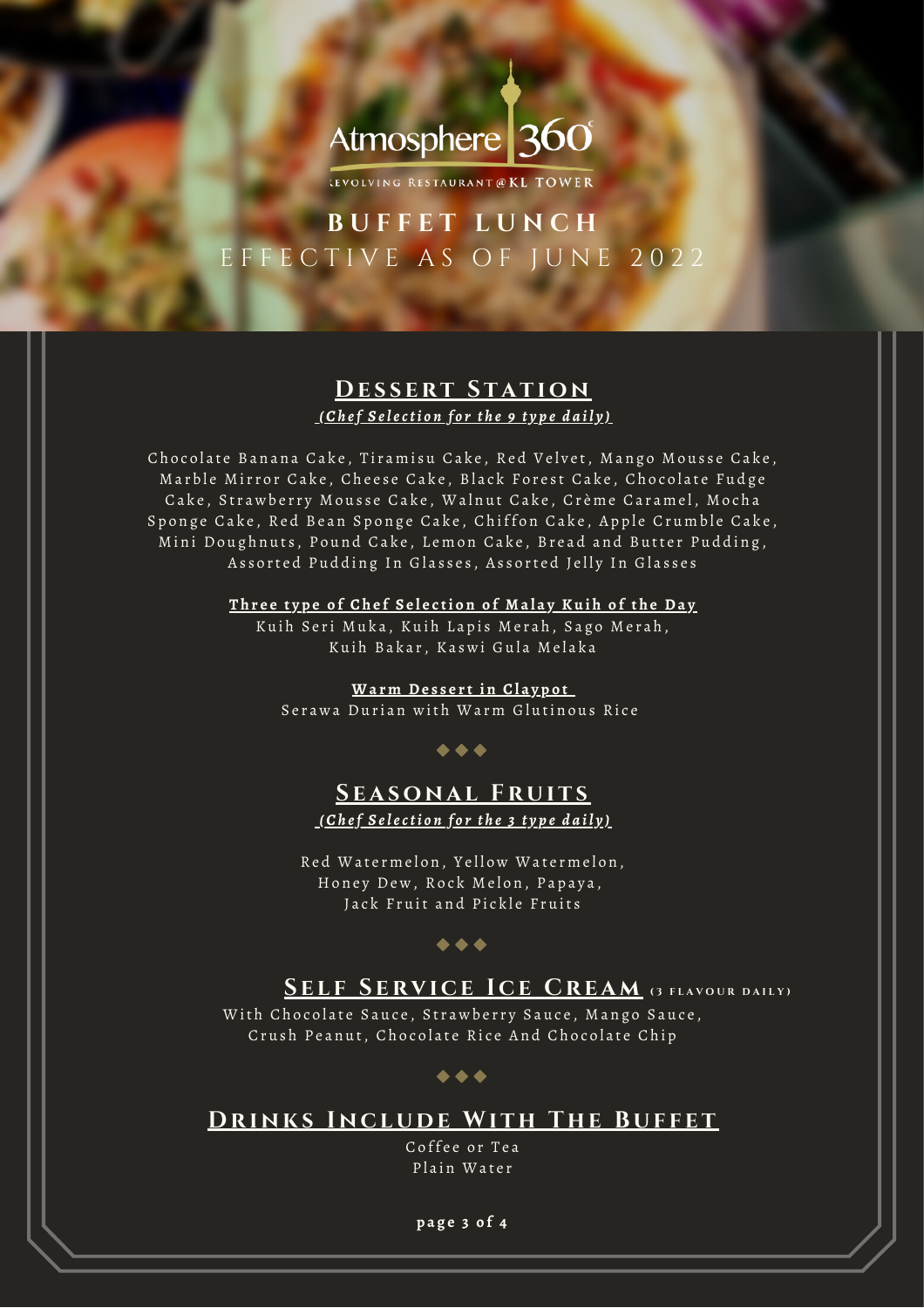Atmosphere 360

REVOLVING RESTAURANT @ KL TOWER

# BUFFET LUNCH

EFFECTIVE AS OF JUNE 2022

## Dessert Station

*(Chef Selection for the 9 type daily)*

Chocolate Banana Cake, Tiramisu Cake, Red Velvet, Mango Mousse Cake, Marble Mirror Cake, Cheese Cake, Black Forest Cake, Chocolate Fudge Cake, Strawberry Mousse Cake, Walnut Cake, Crème Caramel, Mocha Sponge Cake, Red Bean Sponge Cake, Chiffon Cake, Apple Crumble Cake, Mini Doughnuts, Pound Cake, Lemon Cake, Bread and Butter Pudding, Assorted Pudding In Glasses, Assorted Jelly In Glasses

**Three type of Chef Selection of Malay Kuih of the Day**

Kuih Seri Muka, Kuih Lapis Merah, Sago Merah, Kuih Bakar, Kaswi Gula Melaka

**Warm Dessert in Claypot**

Serawa Durian with Warm Glutinous Rice

◆◆◆

## Seasonal Fruits

*(Chef Selection for the 3 type daily)*

Red Watermelon, Yellow Watermelon, Honey Dew, Rock Melon, Papaya, Jack Fruit and Pickle Fruits

◆◆◆

## Self Service Ice Cream (3 FLAVOUR DAILY)

With Chocolate Sauce, Strawberry Sauce, Mango Sauce, Crush Peanut, Chocolate Rice And Chocolate Chip

◆◆◆

## Drinks Include With The Buffet

Coffee or Tea

Plain Water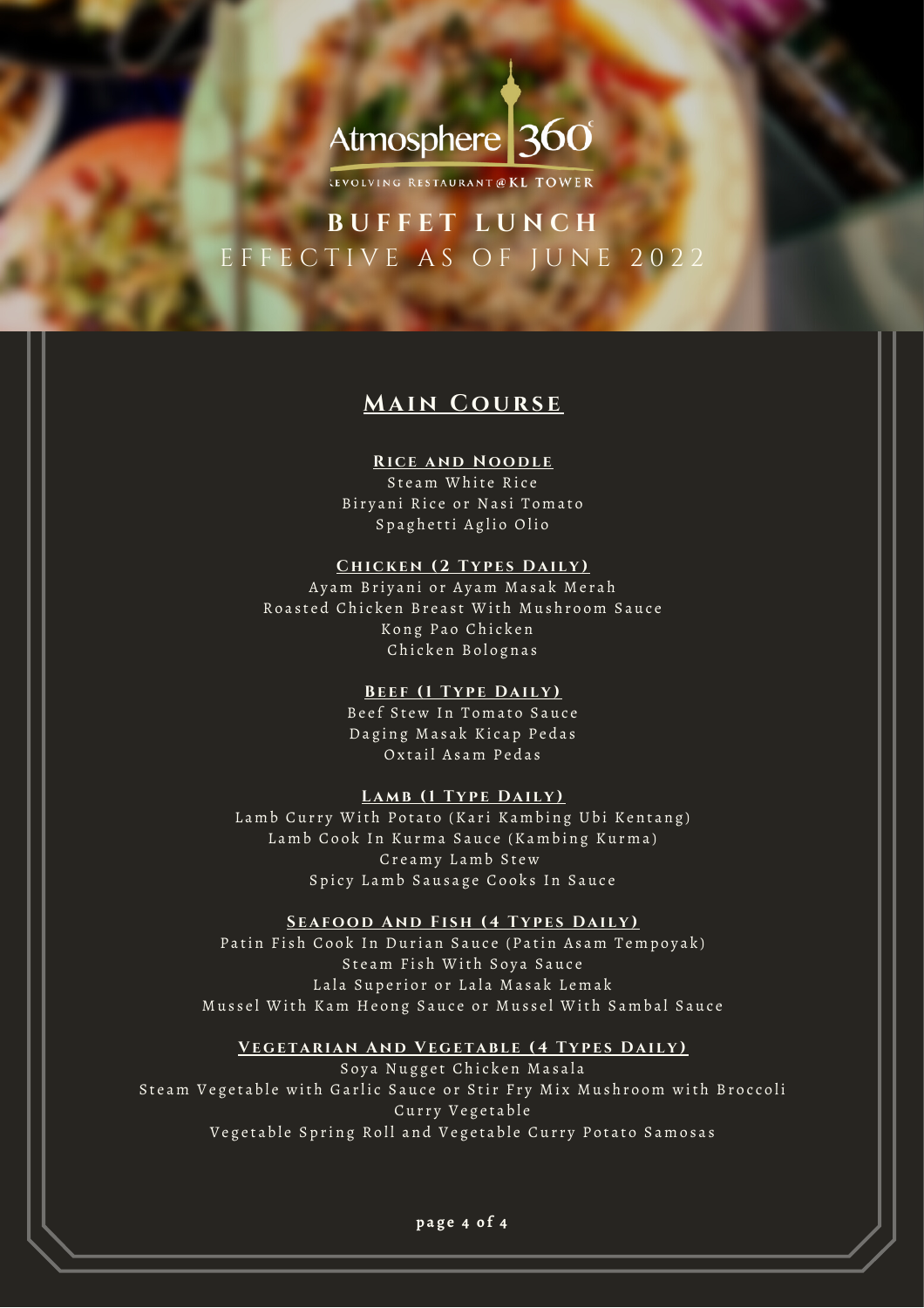Atmosphere 360

REVOLVING RESTAURANT @ KL TOWER

# BUFFET LUNCH

EFFECTIVE AS OF JUNE 2022

## Main Course

### Rice and Noodle

Steam White Rice
Biryani Rice or Nasi Tomato
Spaghetti Aglio Olio

### Chicken (2 Types Daily)

Ayam Briyani or Ayam Masak Merah
Roasted Chicken Breast With Mushroom Sauce
Kong Pao Chicken
Chicken Bolognas

### Beef (1 Type Daily)

Beef Stew In Tomato Sauce
Daging Masak Kicap Pedas
Oxtail Asam Pedas

### Lamb (1 Type Daily)

Lamb Curry With Potato (Kari Kambing Ubi Kentang)
Lamb Cook In Kurma Sauce (Kambing Kurma)
Creamy Lamb Stew
Spicy Lamb Sausage Cooks In Sauce

### Seafood And Fish (4 Types Daily)

Patin Fish Cook In Durian Sauce (Patin Asam Tempoyak)
Steam Fish With Soya Sauce
Lala Superior or Lala Masak Lemak
Mussel With Kam Heong Sauce or Mussel With Sambal Sauce

### Vegetarian And Vegetable (4 Types Daily)

Soya Nugget Chicken Masala
Steam Vegetable with Garlic Sauce or Stir Fry Mix Mushroom with Broccoli
Curry Vegetable
Vegetable Spring Roll and Vegetable Curry Potato Samosas